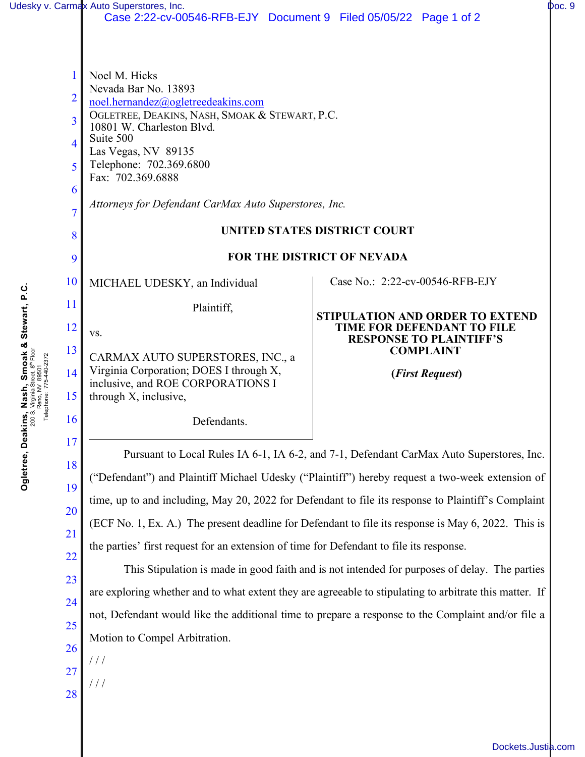Noel M. Hicks
Nevada Bar No. 13893
noel.hernandez@ogletreedeakins.com
OGLETREE, DEAKINS, NASH, SMOAK & STEWART, P.C.
10801 W. Charleston Blvd.
Suite 500
Las Vegas, NV 89135
Telephone: 702.369.6800
Fax: 702.369.6888

*Attorneys for Defendant CarMax Auto Superstores, Inc.*

**UNITED STATES DISTRICT COURT**

**FOR THE DISTRICT OF NEVADA**

MICHAEL UDESKY, an Individual

Plaintiff,

vs.

CARMAX AUTO SUPERSTORES, INC., a Virginia Corporation; DOES I through X, inclusive, and ROE CORPORATIONS I through X, inclusive,

Defendants.

Case No.: 2:22-cv-00546-RFB-EJY

**STIPULATION AND ORDER TO EXTEND TIME FOR DEFENDANT TO FILE RESPONSE TO PLAINTIFF'S COMPLAINT**

**(*First Request*)**

Pursuant to Local Rules IA 6-1, IA 6-2, and 7-1, Defendant CarMax Auto Superstores, Inc. ("Defendant") and Plaintiff Michael Udesky ("Plaintiff") hereby request a two-week extension of time, up to and including, May 20, 2022 for Defendant to file its response to Plaintiff's Complaint (ECF No. 1, Ex. A.) The present deadline for Defendant to file its response is May 6, 2022. This is the parties' first request for an extension of time for Defendant to file its response.

This Stipulation is made in good faith and is not intended for purposes of delay. The parties are exploring whether and to what extent they are agreeable to stipulating to arbitrate this matter. If not, Defendant would like the additional time to prepare a response to the Complaint and/or file a Motion to Compel Arbitration.

/ / /

/ / /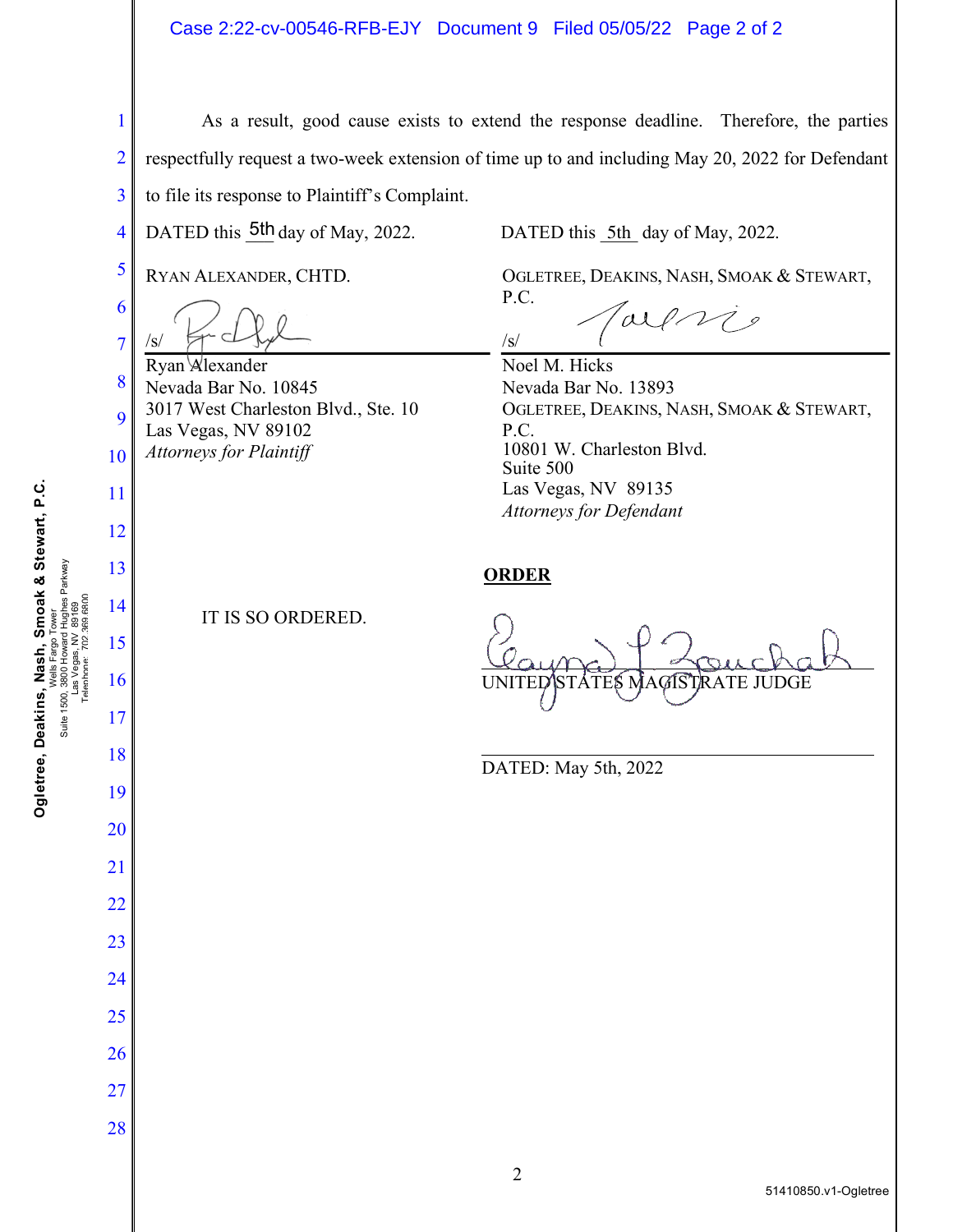As a result, good cause exists to extend the response deadline. Therefore, the parties respectfully request a two-week extension of time up to and including May 20, 2022 for Defendant to file its response to Plaintiff's Complaint.

DATED this 5th day of May, 2022.

RYAN ALEXANDER, CHTD.

/s/

Ryan Alexander
Nevada Bar No. 10845
3017 West Charleston Blvd., Ste. 10
Las Vegas, NV 89102
*Attorneys for Plaintiff*

DATED this 5th day of May, 2022.

OGLETREE, DEAKINS, NASH, SMOAK & STEWART, P.C.

/s/

Noel M. Hicks
Nevada Bar No. 13893
OGLETREE, DEAKINS, NASH, SMOAK & STEWART, P.C.
10801 W. Charleston Blvd.
Suite 500
Las Vegas, NV 89135
*Attorneys for Defendant*

**ORDER**

IT IS SO ORDERED.

UNITED STATES MAGISTRATE JUDGE

DATED: May 5th, 2022